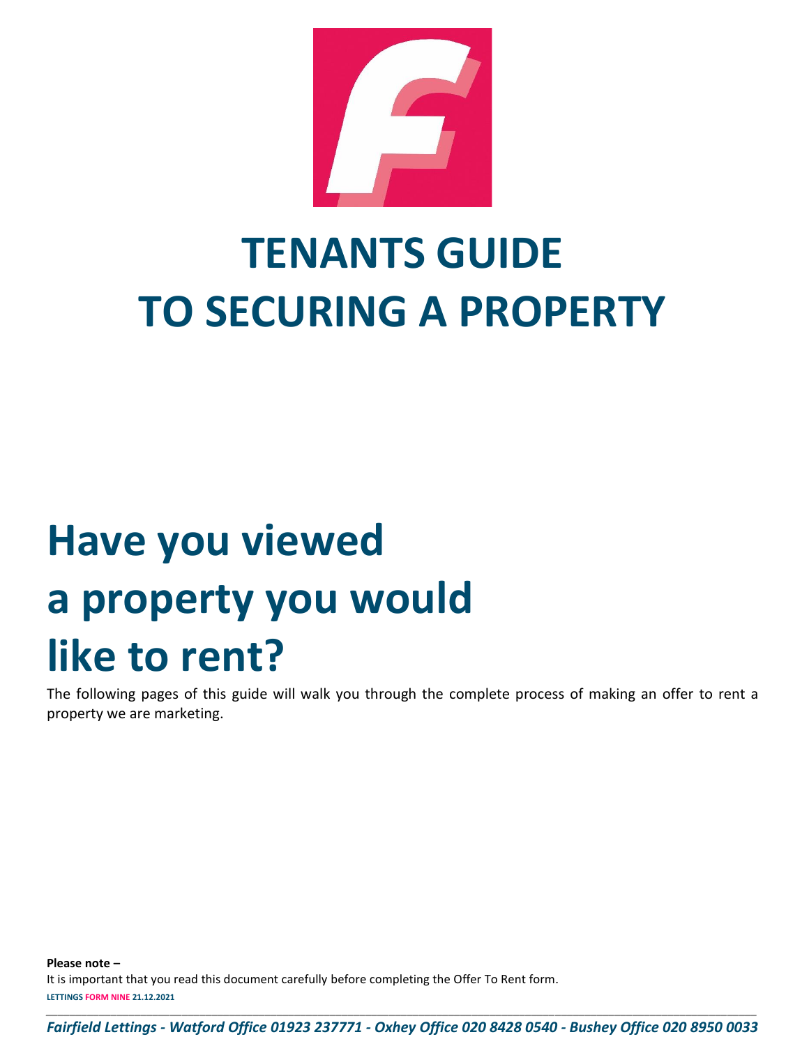# TENANTS GUIDE TO SECURING A PROPERTY

# Have you viewed a property you would like to rent?

The following pages of this guide will walk you through the complete process of making an offer to rent a property we are marketing.

**Please note –**
It is important that you read this document carefully before completing the Offer To Rent form.

**LETTINGS FORM NINE 21.12.2021**

***Fairfield Lettings - Watford Office 01923 237771 - Oxhey Office 020 8428 0540 - Bushey Office 020 8950 0033***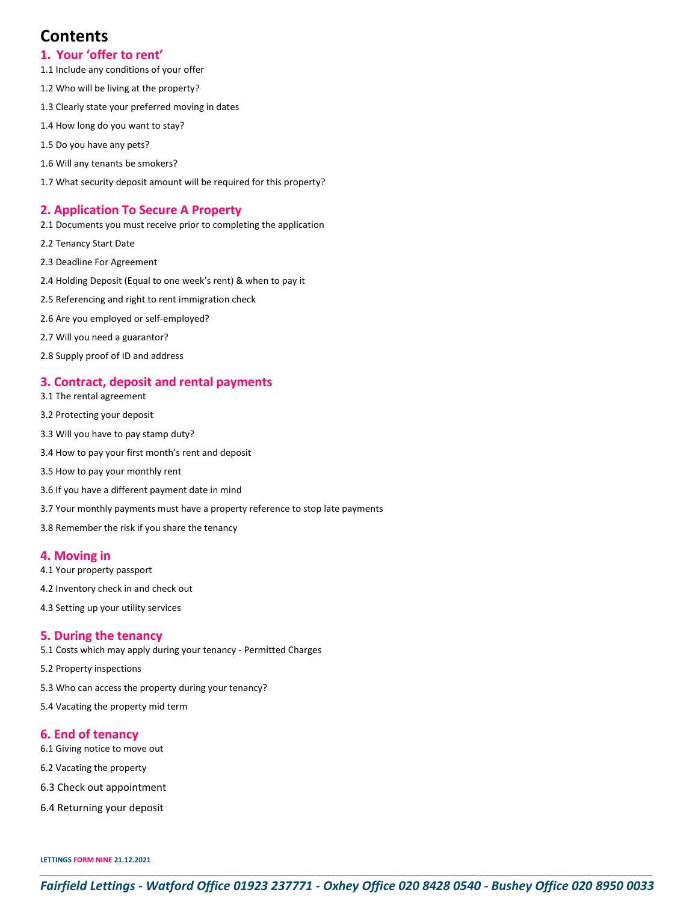# Contents

## 1. Your 'offer to rent'

1.1 Include any conditions of your offer

1.2 Who will be living at the property?

1.3 Clearly state your preferred moving in dates

1.4 How long do you want to stay?

1.5 Do you have any pets?

1.6 Will any tenants be smokers?

1.7 What security deposit amount will be required for this property?

## 2. Application To Secure A Property

2.1 Documents you must receive prior to completing the application

2.2 Tenancy Start Date

2.3 Deadline For Agreement

2.4 Holding Deposit (Equal to one week's rent) & when to pay it

2.5 Referencing and right to rent immigration check

2.6 Are you employed or self-employed?

2.7 Will you need a guarantor?

2.8 Supply proof of ID and address

## 3. Contract, deposit and rental payments

3.1 The rental agreement

3.2 Protecting your deposit

3.3 Will you have to pay stamp duty?

3.4 How to pay your first month's rent and deposit

3.5 How to pay your monthly rent

3.6 If you have a different payment date in mind

3.7 Your monthly payments must have a property reference to stop late payments

3.8 Remember the risk if you share the tenancy

## 4. Moving in

4.1 Your property passport

4.2 Inventory check in and check out

4.3 Setting up your utility services

## 5. During the tenancy

5.1 Costs which may apply during your tenancy - Permitted Charges

5.2 Property inspections

5.3 Who can access the property during your tenancy?

5.4 Vacating the property mid term

## 6. End of tenancy

6.1 Giving notice to move out

6.2 Vacating the property

6.3 Check out appointment

6.4 Returning your deposit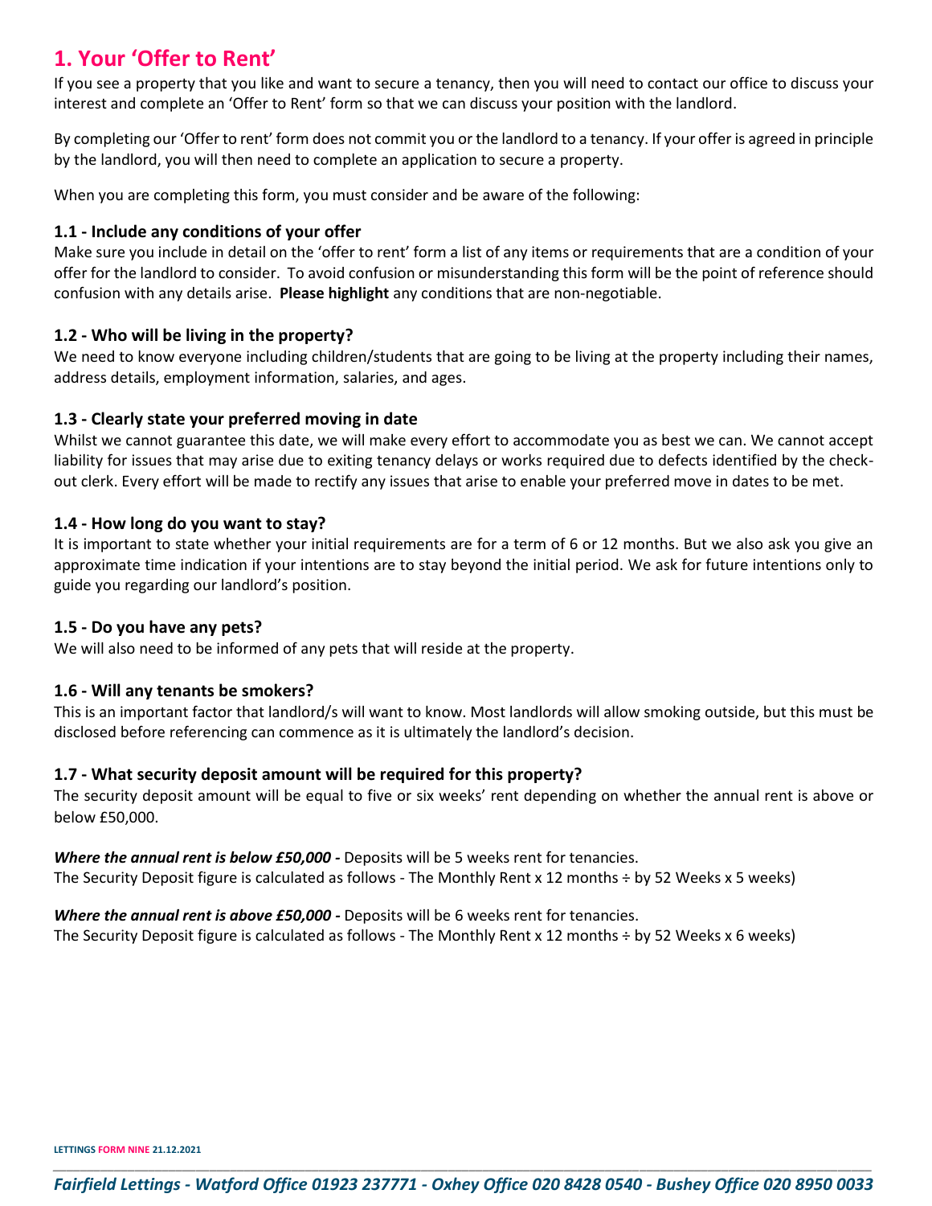# 1. Your 'Offer to Rent'

If you see a property that you like and want to secure a tenancy, then you will need to contact our office to discuss your interest and complete an 'Offer to Rent' form so that we can discuss your position with the landlord.

By completing our 'Offer to rent' form does not commit you or the landlord to a tenancy. If your offer is agreed in principle by the landlord, you will then need to complete an application to secure a property.

When you are completing this form, you must consider and be aware of the following:

### 1.1 - Include any conditions of your offer

Make sure you include in detail on the 'offer to rent' form a list of any items or requirements that are a condition of your offer for the landlord to consider. To avoid confusion or misunderstanding this form will be the point of reference should confusion with any details arise. **Please highlight** any conditions that are non-negotiable.

### 1.2 - Who will be living in the property?

We need to know everyone including children/students that are going to be living at the property including their names, address details, employment information, salaries, and ages.

### 1.3 - Clearly state your preferred moving in date

Whilst we cannot guarantee this date, we will make every effort to accommodate you as best we can. We cannot accept liability for issues that may arise due to exiting tenancy delays or works required due to defects identified by the check-out clerk. Every effort will be made to rectify any issues that arise to enable your preferred move in dates to be met.

### 1.4 - How long do you want to stay?

It is important to state whether your initial requirements are for a term of 6 or 12 months. But we also ask you give an approximate time indication if your intentions are to stay beyond the initial period. We ask for future intentions only to guide you regarding our landlord's position.

### 1.5 - Do you have any pets?

We will also need to be informed of any pets that will reside at the property.

### 1.6 - Will any tenants be smokers?

This is an important factor that landlord/s will want to know. Most landlords will allow smoking outside, but this must be disclosed before referencing can commence as it is ultimately the landlord's decision.

### 1.7 - What security deposit amount will be required for this property?

The security deposit amount will be equal to five or six weeks' rent depending on whether the annual rent is above or below £50,000.

***Where the annual rent is below £50,000 -*** Deposits will be 5 weeks rent for tenancies.
The Security Deposit figure is calculated as follows - The Monthly Rent x 12 months ÷ by 52 Weeks x 5 weeks)

***Where the annual rent is above £50,000 -*** Deposits will be 6 weeks rent for tenancies.
The Security Deposit figure is calculated as follows - The Monthly Rent x 12 months ÷ by 52 Weeks x 6 weeks)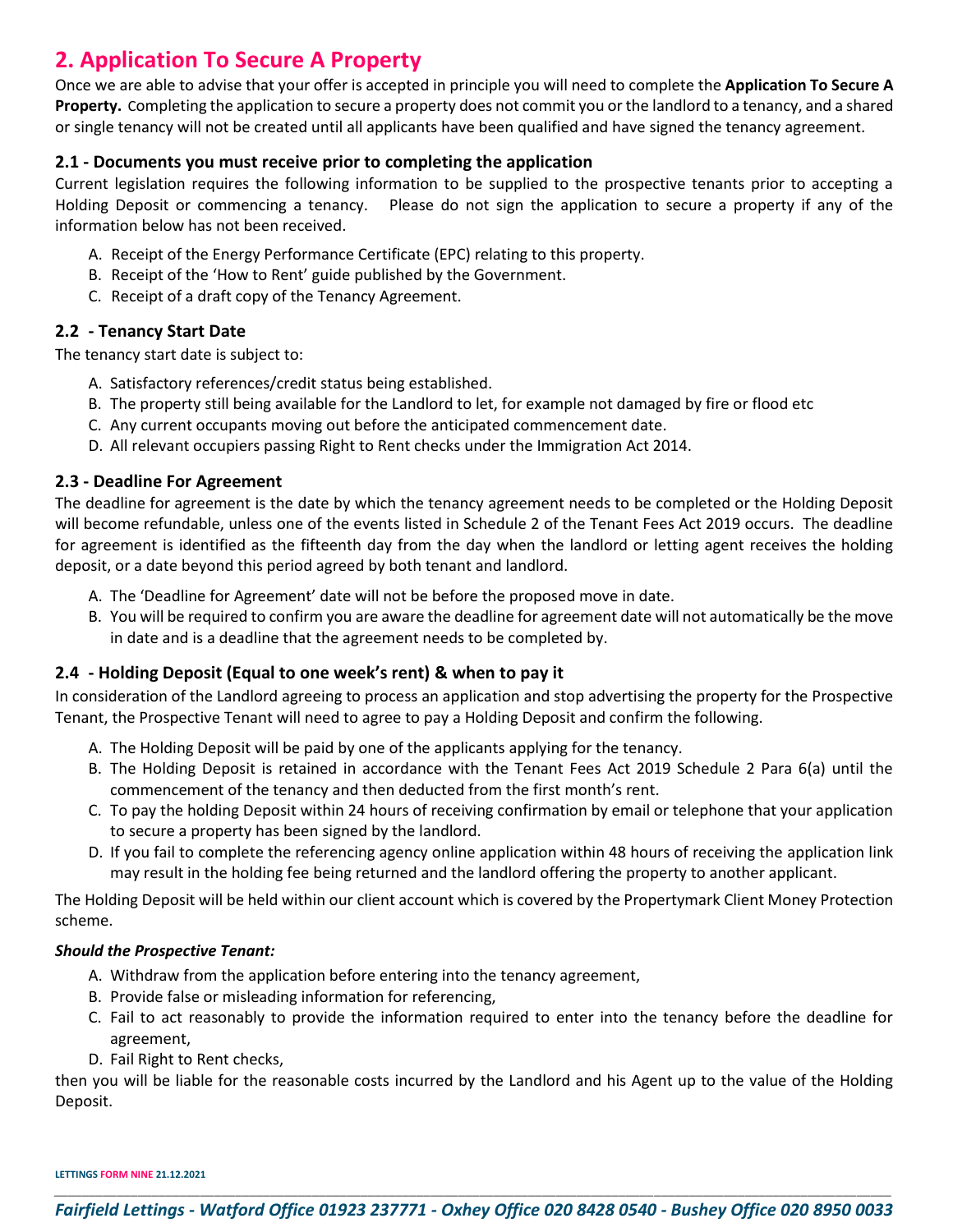## 2. Application To Secure A Property

Once we are able to advise that your offer is accepted in principle you will need to complete the **Application To Secure A Property.** Completing the application to secure a property does not commit you or the landlord to a tenancy, and a shared or single tenancy will not be created until all applicants have been qualified and have signed the tenancy agreement.

### 2.1 - Documents you must receive prior to completing the application

Current legislation requires the following information to be supplied to the prospective tenants prior to accepting a Holding Deposit or commencing a tenancy. Please do not sign the application to secure a property if any of the information below has not been received.

A. Receipt of the Energy Performance Certificate (EPC) relating to this property.
B. Receipt of the 'How to Rent' guide published by the Government.
C. Receipt of a draft copy of the Tenancy Agreement.

### 2.2 - Tenancy Start Date

The tenancy start date is subject to:

A. Satisfactory references/credit status being established.
B. The property still being available for the Landlord to let, for example not damaged by fire or flood etc
C. Any current occupants moving out before the anticipated commencement date.
D. All relevant occupiers passing Right to Rent checks under the Immigration Act 2014.

### 2.3 - Deadline For Agreement

The deadline for agreement is the date by which the tenancy agreement needs to be completed or the Holding Deposit will become refundable, unless one of the events listed in Schedule 2 of the Tenant Fees Act 2019 occurs. The deadline for agreement is identified as the fifteenth day from the day when the landlord or letting agent receives the holding deposit, or a date beyond this period agreed by both tenant and landlord.

A. The 'Deadline for Agreement' date will not be before the proposed move in date.
B. You will be required to confirm you are aware the deadline for agreement date will not automatically be the move in date and is a deadline that the agreement needs to be completed by.

### 2.4 - Holding Deposit (Equal to one week's rent) & when to pay it

In consideration of the Landlord agreeing to process an application and stop advertising the property for the Prospective Tenant, the Prospective Tenant will need to agree to pay a Holding Deposit and confirm the following.

A. The Holding Deposit will be paid by one of the applicants applying for the tenancy.
B. The Holding Deposit is retained in accordance with the Tenant Fees Act 2019 Schedule 2 Para 6(a) until the commencement of the tenancy and then deducted from the first month's rent.
C. To pay the holding Deposit within 24 hours of receiving confirmation by email or telephone that your application to secure a property has been signed by the landlord.
D. If you fail to complete the referencing agency online application within 48 hours of receiving the application link may result in the holding fee being returned and the landlord offering the property to another applicant.

The Holding Deposit will be held within our client account which is covered by the Propertymark Client Money Protection scheme.

***Should the Prospective Tenant:***

A. Withdraw from the application before entering into the tenancy agreement,
B. Provide false or misleading information for referencing,
C. Fail to act reasonably to provide the information required to enter into the tenancy before the deadline for agreement,
D. Fail Right to Rent checks,

then you will be liable for the reasonable costs incurred by the Landlord and his Agent up to the value of the Holding Deposit.

LETTINGS FORM NINE 21.12.2021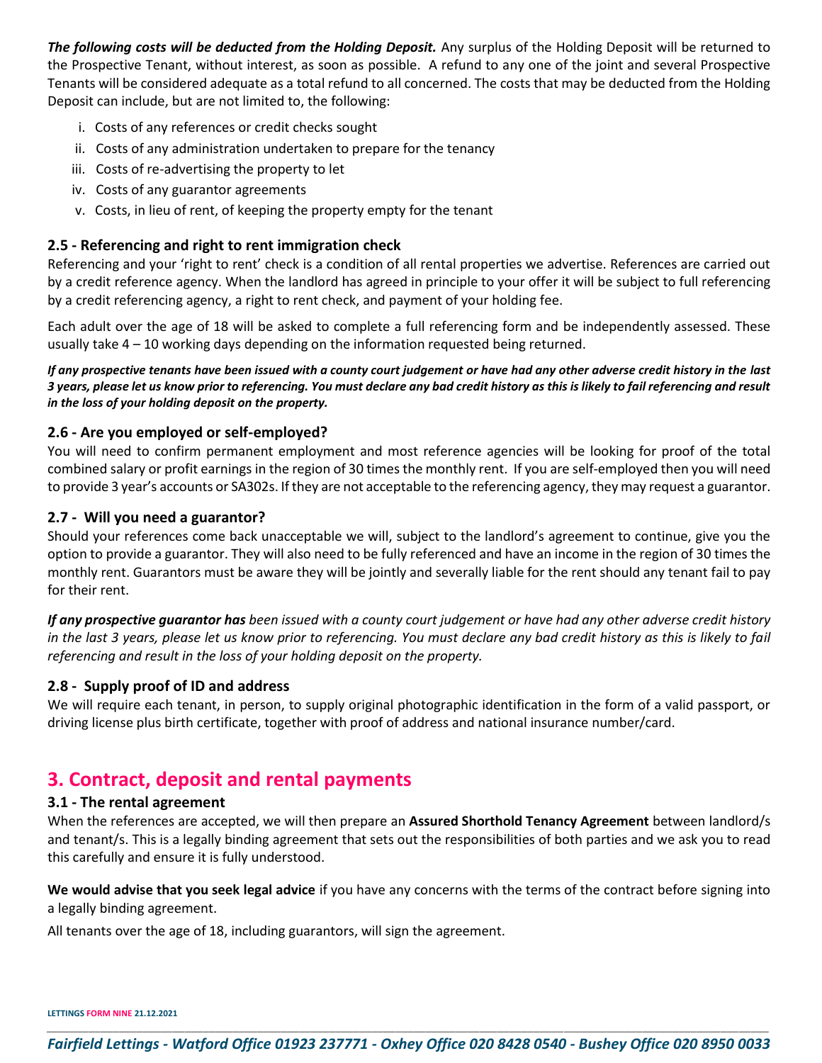***The following costs will be deducted from the Holding Deposit.*** Any surplus of the Holding Deposit will be returned to the Prospective Tenant, without interest, as soon as possible. A refund to any one of the joint and several Prospective Tenants will be considered adequate as a total refund to all concerned. The costs that may be deducted from the Holding Deposit can include, but are not limited to, the following:

i. Costs of any references or credit checks sought
ii. Costs of any administration undertaken to prepare for the tenancy
iii. Costs of re-advertising the property to let
iv. Costs of any guarantor agreements
v. Costs, in lieu of rent, of keeping the property empty for the tenant

### 2.5 - Referencing and right to rent immigration check

Referencing and your 'right to rent' check is a condition of all rental properties we advertise. References are carried out by a credit reference agency. When the landlord has agreed in principle to your offer it will be subject to full referencing by a credit referencing agency, a right to rent check, and payment of your holding fee.

Each adult over the age of 18 will be asked to complete a full referencing form and be independently assessed. These usually take 4 – 10 working days depending on the information requested being returned.

***If any prospective tenants have been issued with a county court judgement or have had any other adverse credit history in the last 3 years, please let us know prior to referencing. You must declare any bad credit history as this is likely to fail referencing and result in the loss of your holding deposit on the property.***

### 2.6 - Are you employed or self-employed?

You will need to confirm permanent employment and most reference agencies will be looking for proof of the total combined salary or profit earnings in the region of 30 times the monthly rent. If you are self-employed then you will need to provide 3 year's accounts or SA302s. If they are not acceptable to the referencing agency, they may request a guarantor.

### 2.7 - Will you need a guarantor?

Should your references come back unacceptable we will, subject to the landlord's agreement to continue, give you the option to provide a guarantor. They will also need to be fully referenced and have an income in the region of 30 times the monthly rent. Guarantors must be aware they will be jointly and severally liable for the rent should any tenant fail to pay for their rent.

***If any prospective guarantor has** been issued with a county court judgement or have had any other adverse credit history in the last 3 years, please let us know prior to referencing. You must declare any bad credit history as this is likely to fail referencing and result in the loss of your holding deposit on the property.*

### 2.8 - Supply proof of ID and address

We will require each tenant, in person, to supply original photographic identification in the form of a valid passport, or driving license plus birth certificate, together with proof of address and national insurance number/card.

## 3. Contract, deposit and rental payments

### 3.1 - The rental agreement

When the references are accepted, we will then prepare an **Assured Shorthold Tenancy Agreement** between landlord/s and tenant/s. This is a legally binding agreement that sets out the responsibilities of both parties and we ask you to read this carefully and ensure it is fully understood.

**We would advise that you seek legal advice** if you have any concerns with the terms of the contract before signing into a legally binding agreement.

All tenants over the age of 18, including guarantors, will sign the agreement.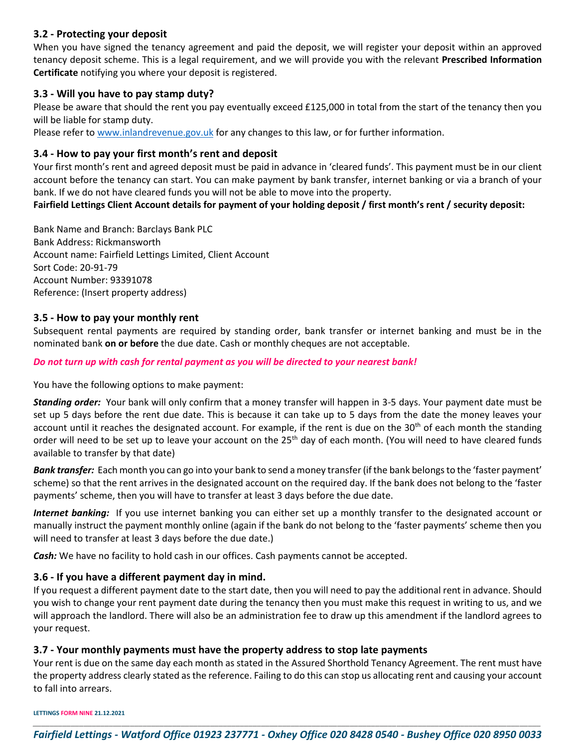### 3.2 - Protecting your deposit

When you have signed the tenancy agreement and paid the deposit, we will register your deposit within an approved tenancy deposit scheme. This is a legal requirement, and we will provide you with the relevant **Prescribed Information Certificate** notifying you where your deposit is registered.

### 3.3 - Will you have to pay stamp duty?

Please be aware that should the rent you pay eventually exceed £125,000 in total from the start of the tenancy then you will be liable for stamp duty.

Please refer to [www.inlandrevenue.gov.uk](http://www.inlandrevenue.gov.uk) for any changes to this law, or for further information.

### 3.4 - How to pay your first month's rent and deposit

Your first month's rent and agreed deposit must be paid in advance in 'cleared funds'. This payment must be in our client account before the tenancy can start. You can make payment by bank transfer, internet banking or via a branch of your bank. If we do not have cleared funds you will not be able to move into the property.

**Fairfield Lettings Client Account details for payment of your holding deposit / first month's rent / security deposit:**

Bank Name and Branch: Barclays Bank PLC
Bank Address: Rickmansworth
Account name: Fairfield Lettings Limited, Client Account
Sort Code: 20-91-79
Account Number: 93391078
Reference: (Insert property address)

### 3.5 - How to pay your monthly rent

Subsequent rental payments are required by standing order, bank transfer or internet banking and must be in the nominated bank **on or before** the due date. Cash or monthly cheques are not acceptable.

***Do not turn up with cash for rental payment as you will be directed to your nearest bank!***

You have the following options to make payment:

***Standing order:*** Your bank will only confirm that a money transfer will happen in 3-5 days. Your payment date must be set up 5 days before the rent due date. This is because it can take up to 5 days from the date the money leaves your account until it reaches the designated account. For example, if the rent is due on the 30th of each month the standing order will need to be set up to leave your account on the 25th day of each month. (You will need to have cleared funds available to transfer by that date)

***Bank transfer:*** Each month you can go into your bank to send a money transfer (if the bank belongs to the 'faster payment' scheme) so that the rent arrives in the designated account on the required day. If the bank does not belong to the 'faster payments' scheme, then you will have to transfer at least 3 days before the due date.

***Internet banking:*** If you use internet banking you can either set up a monthly transfer to the designated account or manually instruct the payment monthly online (again if the bank do not belong to the 'faster payments' scheme then you will need to transfer at least 3 days before the due date.)

***Cash:*** We have no facility to hold cash in our offices. Cash payments cannot be accepted.

### 3.6 - If you have a different payment day in mind.

If you request a different payment date to the start date, then you will need to pay the additional rent in advance. Should you wish to change your rent payment date during the tenancy then you must make this request in writing to us, and we will approach the landlord. There will also be an administration fee to draw up this amendment if the landlord agrees to your request.

### 3.7 - Your monthly payments must have the property address to stop late payments

Your rent is due on the same day each month as stated in the Assured Shorthold Tenancy Agreement. The rent must have the property address clearly stated as the reference. Failing to do this can stop us allocating rent and causing your account to fall into arrears.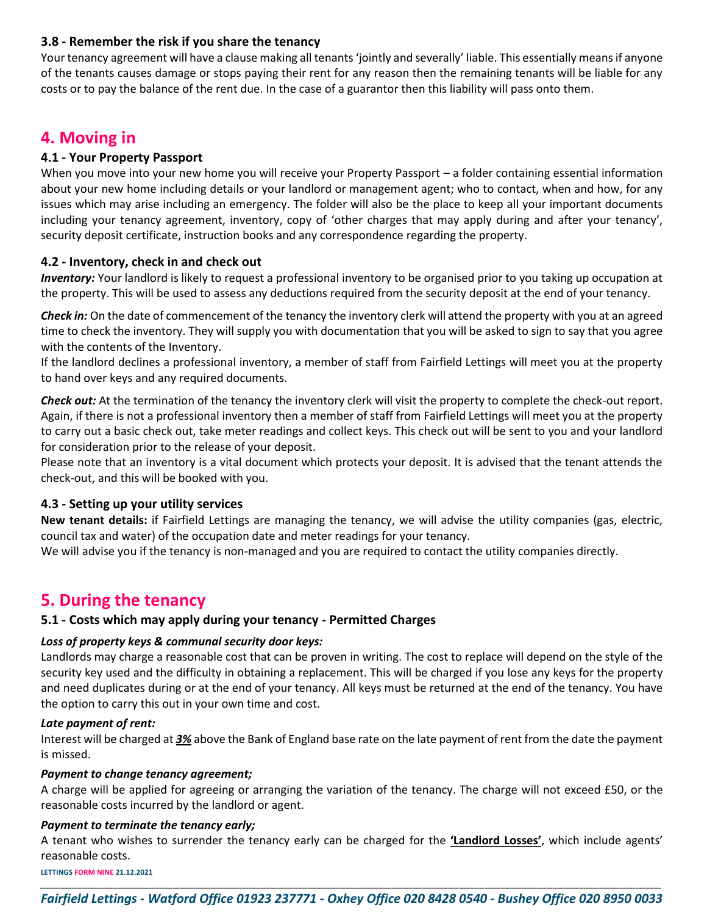### 3.8 - Remember the risk if you share the tenancy

Your tenancy agreement will have a clause making all tenants 'jointly and severally' liable. This essentially means if anyone of the tenants causes damage or stops paying their rent for any reason then the remaining tenants will be liable for any costs or to pay the balance of the rent due. In the case of a guarantor then this liability will pass onto them.

## 4. Moving in

### 4.1 - Your Property Passport

When you move into your new home you will receive your Property Passport – a folder containing essential information about your new home including details or your landlord or management agent; who to contact, when and how, for any issues which may arise including an emergency. The folder will also be the place to keep all your important documents including your tenancy agreement, inventory, copy of 'other charges that may apply during and after your tenancy', security deposit certificate, instruction books and any correspondence regarding the property.

### 4.2 - Inventory, check in and check out

***Inventory:*** Your landlord is likely to request a professional inventory to be organised prior to you taking up occupation at the property. This will be used to assess any deductions required from the security deposit at the end of your tenancy.

***Check in:*** On the date of commencement of the tenancy the inventory clerk will attend the property with you at an agreed time to check the inventory. They will supply you with documentation that you will be asked to sign to say that you agree with the contents of the Inventory.

If the landlord declines a professional inventory, a member of staff from Fairfield Lettings will meet you at the property to hand over keys and any required documents.

***Check out:*** At the termination of the tenancy the inventory clerk will visit the property to complete the check-out report. Again, if there is not a professional inventory then a member of staff from Fairfield Lettings will meet you at the property to carry out a basic check out, take meter readings and collect keys. This check out will be sent to you and your landlord for consideration prior to the release of your deposit.

Please note that an inventory is a vital document which protects your deposit. It is advised that the tenant attends the check-out, and this will be booked with you.

### 4.3 - Setting up your utility services

**New tenant details:** if Fairfield Lettings are managing the tenancy, we will advise the utility companies (gas, electric, council tax and water) of the occupation date and meter readings for your tenancy.

We will advise you if the tenancy is non-managed and you are required to contact the utility companies directly.

## 5. During the tenancy

### 5.1 - Costs which may apply during your tenancy - Permitted Charges

***Loss of property keys & communal security door keys:***

Landlords may charge a reasonable cost that can be proven in writing. The cost to replace will depend on the style of the security key used and the difficulty in obtaining a replacement. This will be charged if you lose any keys for the property and need duplicates during or at the end of your tenancy. All keys must be returned at the end of the tenancy. You have the option to carry this out in your own time and cost.

***Late payment of rent:***

Interest will be charged at ***3%*** above the Bank of England base rate on the late payment of rent from the date the payment is missed.

***Payment to change tenancy agreement;***

A charge will be applied for agreeing or arranging the variation of the tenancy. The charge will not exceed £50, or the reasonable costs incurred by the landlord or agent.

***Payment to terminate the tenancy early;***

A tenant who wishes to surrender the tenancy early can be charged for the **'Landlord Losses'**, which include agents' reasonable costs.

LETTINGS FORM NINE 21.12.2021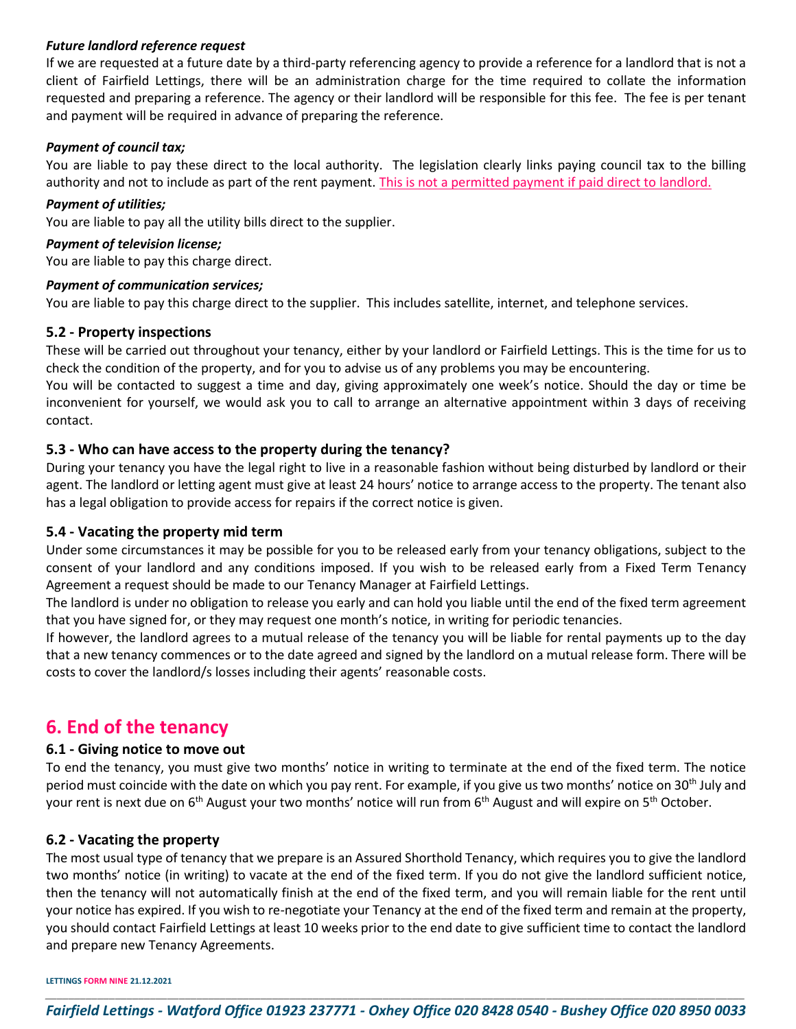***Future landlord reference request***

If we are requested at a future date by a third-party referencing agency to provide a reference for a landlord that is not a client of Fairfield Lettings, there will be an administration charge for the time required to collate the information requested and preparing a reference. The agency or their landlord will be responsible for this fee. The fee is per tenant and payment will be required in advance of preparing the reference.

***Payment of council tax;***

You are liable to pay these direct to the local authority. The legislation clearly links paying council tax to the billing authority and not to include as part of the rent payment. This is not a permitted payment if paid direct to landlord.

***Payment of utilities;***

You are liable to pay all the utility bills direct to the supplier.

***Payment of television license;***

You are liable to pay this charge direct.

***Payment of communication services;***

You are liable to pay this charge direct to the supplier. This includes satellite, internet, and telephone services.

### 5.2 - Property inspections

These will be carried out throughout your tenancy, either by your landlord or Fairfield Lettings. This is the time for us to check the condition of the property, and for you to advise us of any problems you may be encountering.

You will be contacted to suggest a time and day, giving approximately one week's notice. Should the day or time be inconvenient for yourself, we would ask you to call to arrange an alternative appointment within 3 days of receiving contact.

### 5.3 - Who can have access to the property during the tenancy?

During your tenancy you have the legal right to live in a reasonable fashion without being disturbed by landlord or their agent. The landlord or letting agent must give at least 24 hours' notice to arrange access to the property. The tenant also has a legal obligation to provide access for repairs if the correct notice is given.

### 5.4 - Vacating the property mid term

Under some circumstances it may be possible for you to be released early from your tenancy obligations, subject to the consent of your landlord and any conditions imposed. If you wish to be released early from a Fixed Term Tenancy Agreement a request should be made to our Tenancy Manager at Fairfield Lettings.

The landlord is under no obligation to release you early and can hold you liable until the end of the fixed term agreement that you have signed for, or they may request one month's notice, in writing for periodic tenancies.

If however, the landlord agrees to a mutual release of the tenancy you will be liable for rental payments up to the day that a new tenancy commences or to the date agreed and signed by the landlord on a mutual release form. There will be costs to cover the landlord/s losses including their agents' reasonable costs.

## 6. End of the tenancy

### 6.1 - Giving notice to move out

To end the tenancy, you must give two months' notice in writing to terminate at the end of the fixed term. The notice period must coincide with the date on which you pay rent. For example, if you give us two months' notice on 30th July and your rent is next due on 6th August your two months' notice will run from 6th August and will expire on 5th October.

### 6.2 - Vacating the property

The most usual type of tenancy that we prepare is an Assured Shorthold Tenancy, which requires you to give the landlord two months' notice (in writing) to vacate at the end of the fixed term. If you do not give the landlord sufficient notice, then the tenancy will not automatically finish at the end of the fixed term, and you will remain liable for the rent until your notice has expired. If you wish to re-negotiate your Tenancy at the end of the fixed term and remain at the property, you should contact Fairfield Lettings at least 10 weeks prior to the end date to give sufficient time to contact the landlord and prepare new Tenancy Agreements.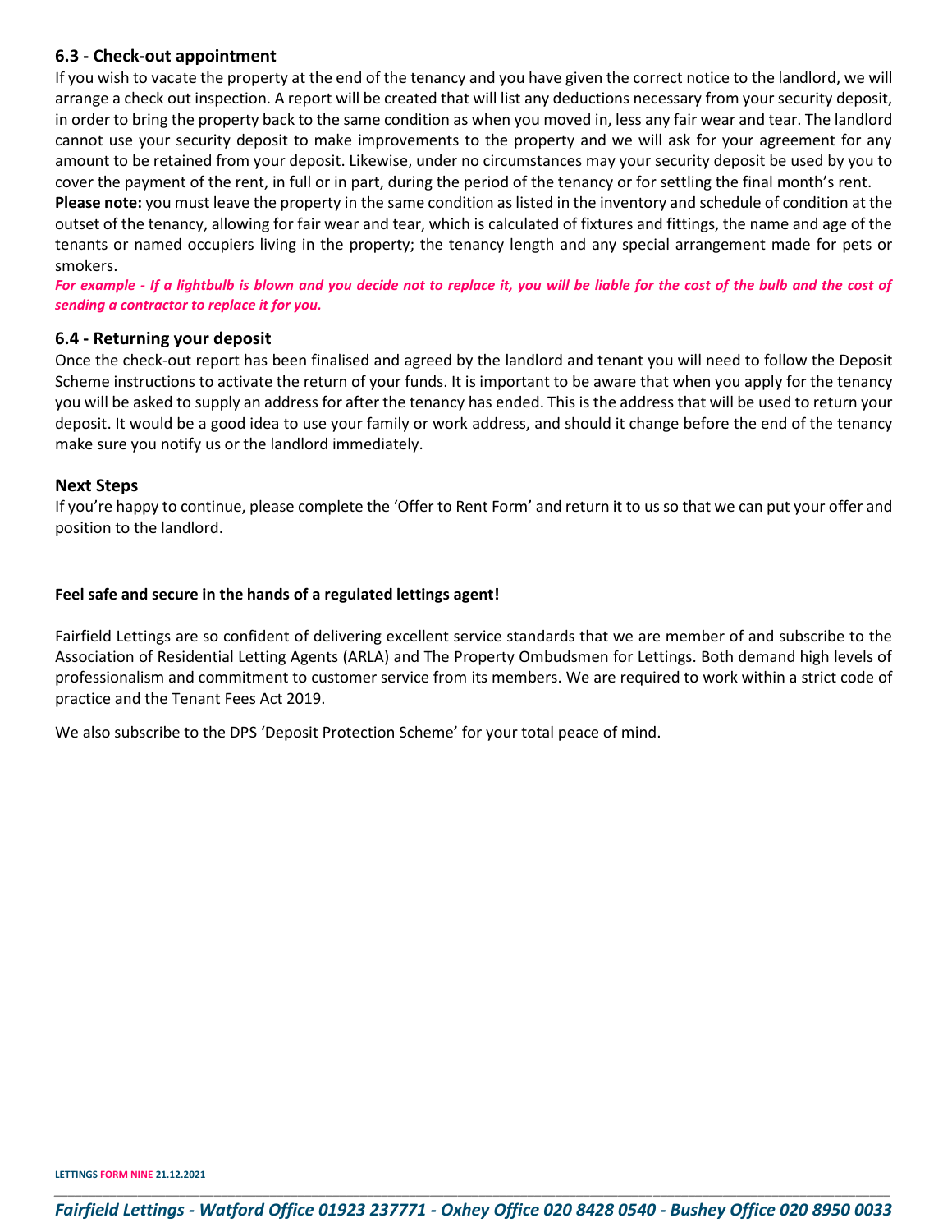### 6.3 - Check-out appointment

If you wish to vacate the property at the end of the tenancy and you have given the correct notice to the landlord, we will arrange a check out inspection. A report will be created that will list any deductions necessary from your security deposit, in order to bring the property back to the same condition as when you moved in, less any fair wear and tear. The landlord cannot use your security deposit to make improvements to the property and we will ask for your agreement for any amount to be retained from your deposit. Likewise, under no circumstances may your security deposit be used by you to cover the payment of the rent, in full or in part, during the period of the tenancy or for settling the final month's rent.

**Please note:** you must leave the property in the same condition as listed in the inventory and schedule of condition at the outset of the tenancy, allowing for fair wear and tear, which is calculated of fixtures and fittings, the name and age of the tenants or named occupiers living in the property; the tenancy length and any special arrangement made for pets or smokers.

***For example - If a lightbulb is blown and you decide not to replace it, you will be liable for the cost of the bulb and the cost of sending a contractor to replace it for you.***

### 6.4 - Returning your deposit

Once the check-out report has been finalised and agreed by the landlord and tenant you will need to follow the Deposit Scheme instructions to activate the return of your funds. It is important to be aware that when you apply for the tenancy you will be asked to supply an address for after the tenancy has ended. This is the address that will be used to return your deposit. It would be a good idea to use your family or work address, and should it change before the end of the tenancy make sure you notify us or the landlord immediately.

### Next Steps

If you're happy to continue, please complete the 'Offer to Rent Form' and return it to us so that we can put your offer and position to the landlord.

**Feel safe and secure in the hands of a regulated lettings agent!**

Fairfield Lettings are so confident of delivering excellent service standards that we are member of and subscribe to the Association of Residential Letting Agents (ARLA) and The Property Ombudsmen for Lettings. Both demand high levels of professionalism and commitment to customer service from its members. We are required to work within a strict code of practice and the Tenant Fees Act 2019.

We also subscribe to the DPS 'Deposit Protection Scheme' for your total peace of mind.